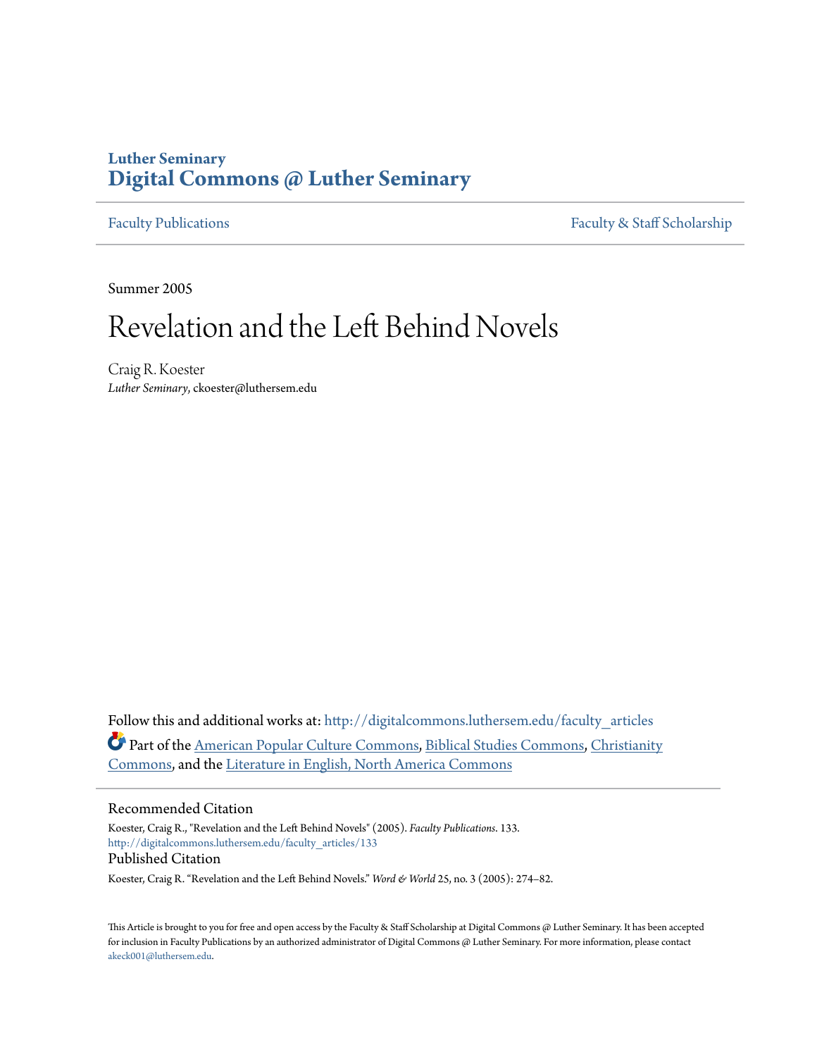Luther Seminary
**Digital Commons @ Luther Seminary**

Faculty Publications | Faculty & Staff Scholarship

Summer 2005

# Revelation and the Left Behind Novels

Craig R. Koester
*Luther Seminary*, ckoester@luthersem.edu

Follow this and additional works at: http://digitalcommons.luthersem.edu/faculty_articles

Part of the American Popular Culture Commons, Biblical Studies Commons, Christianity Commons, and the Literature in English, North America Commons

## Recommended Citation

Koester, Craig R., "Revelation and the Left Behind Novels" (2005). *Faculty Publications*. 133.
http://digitalcommons.luthersem.edu/faculty_articles/133

## Published Citation

Koester, Craig R. "Revelation and the Left Behind Novels." *Word & World* 25, no. 3 (2005): 274–82.

This Article is brought to you for free and open access by the Faculty & Staff Scholarship at Digital Commons @ Luther Seminary. It has been accepted for inclusion in Faculty Publications by an authorized administrator of Digital Commons @ Luther Seminary. For more information, please contact akeck001@luthersem.edu.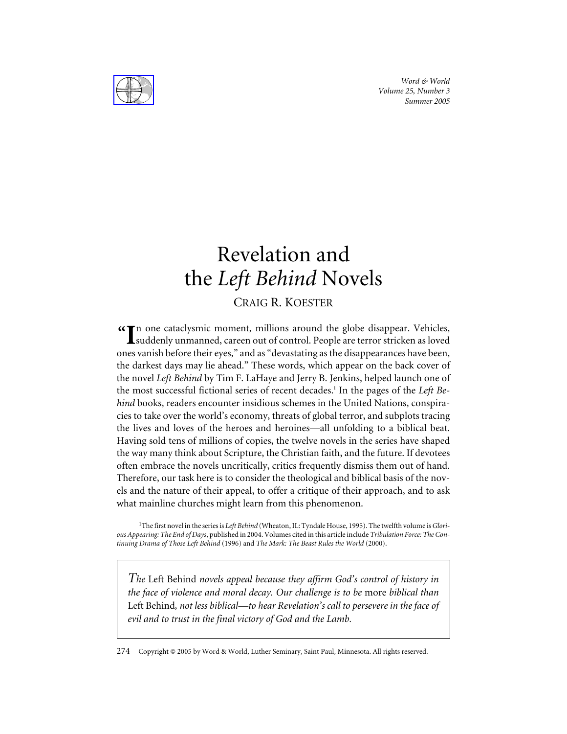# Revelation and the *Left Behind* Novels

CRAIG R. KOESTER

"In one cataclysmic moment, millions around the globe disappear. Vehicles, suddenly unmanned, careen out of control. People are terror stricken as loved ones vanish before their eyes," and as "devastating as the disappearances have been, the darkest days may lie ahead." These words, which appear on the back cover of the novel *Left Behind* by Tim F. LaHaye and Jerry B. Jenkins, helped launch one of the most successful fictional series of recent decades.[1] In the pages of the *Left Behind* books, readers encounter insidious schemes in the United Nations, conspiracies to take over the world's economy, threats of global terror, and subplots tracing the lives and loves of the heroes and heroines—all unfolding to a biblical beat. Having sold tens of millions of copies, the twelve novels in the series have shaped the way many think about Scripture, the Christian faith, and the future. If devotees often embrace the novels uncritically, critics frequently dismiss them out of hand. Therefore, our task here is to consider the theological and biblical basis of the novels and the nature of their appeal, to offer a critique of their approach, and to ask what mainline churches might learn from this phenomenon.

[1]The first novel in the series is *Left Behind* (Wheaton, IL: Tyndale House, 1995). The twelfth volume is *Glorious Appearing: The End of Days*, published in 2004. Volumes cited in this article include *Tribulation Force: The Continuing Drama of Those Left Behind* (1996) and *The Mark: The Beast Rules the World* (2000).

> *The* Left Behind *novels appeal because they affirm God's control of history in the face of violence and moral decay. Our challenge is to be* more *biblical than* Left Behind*, not less biblical—to hear Revelation's call to persevere in the face of evil and to trust in the final victory of God and the Lamb.*

Copyright © 2005 by Word & World, Luther Seminary, Saint Paul, Minnesota. All rights reserved.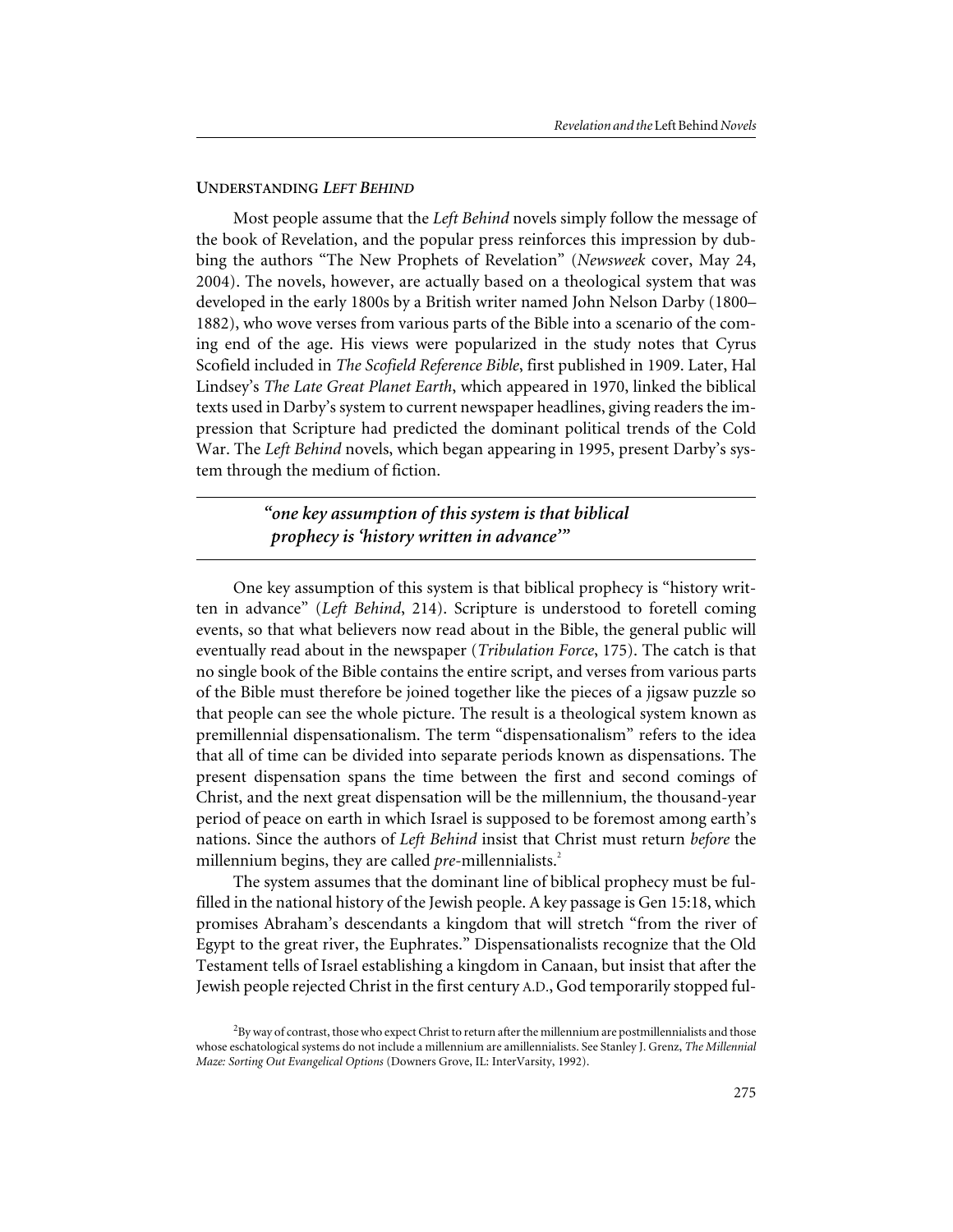## UNDERSTANDING *LEFT BEHIND*

Most people assume that the *Left Behind* novels simply follow the message of the book of Revelation, and the popular press reinforces this impression by dubbing the authors "The New Prophets of Revelation" (*Newsweek* cover, May 24, 2004). The novels, however, are actually based on a theological system that was developed in the early 1800s by a British writer named John Nelson Darby (1800–1882), who wove verses from various parts of the Bible into a scenario of the coming end of the age. His views were popularized in the study notes that Cyrus Scofield included in *The Scofield Reference Bible*, first published in 1909. Later, Hal Lindsey's *The Late Great Planet Earth*, which appeared in 1970, linked the biblical texts used in Darby's system to current newspaper headlines, giving readers the impression that Scripture had predicted the dominant political trends of the Cold War. The *Left Behind* novels, which began appearing in 1995, present Darby's system through the medium of fiction.

> ***"one key assumption of this system is that biblical prophecy is 'history written in advance'"***

One key assumption of this system is that biblical prophecy is "history written in advance" (*Left Behind*, 214). Scripture is understood to foretell coming events, so that what believers now read about in the Bible, the general public will eventually read about in the newspaper (*Tribulation Force*, 175). The catch is that no single book of the Bible contains the entire script, and verses from various parts of the Bible must therefore be joined together like the pieces of a jigsaw puzzle so that people can see the whole picture. The result is a theological system known as premillennial dispensationalism. The term "dispensationalism" refers to the idea that all of time can be divided into separate periods known as dispensations. The present dispensation spans the time between the first and second comings of Christ, and the next great dispensation will be the millennium, the thousand-year period of peace on earth in which Israel is supposed to be foremost among earth's nations. Since the authors of *Left Behind* insist that Christ must return *before* the millennium begins, they are called *pre*-millennialists.[2]

The system assumes that the dominant line of biblical prophecy must be fulfilled in the national history of the Jewish people. A key passage is Gen 15:18, which promises Abraham's descendants a kingdom that will stretch "from the river of Egypt to the great river, the Euphrates." Dispensationalists recognize that the Old Testament tells of Israel establishing a kingdom in Canaan, but insist that after the Jewish people rejected Christ in the first century A.D., God temporarily stopped ful-

[2] By way of contrast, those who expect Christ to return after the millennium are postmillennialists and those whose eschatological systems do not include a millennium are amillennialists. See Stanley J. Grenz, *The Millennial Maze: Sorting Out Evangelical Options* (Downers Grove, IL: InterVarsity, 1992).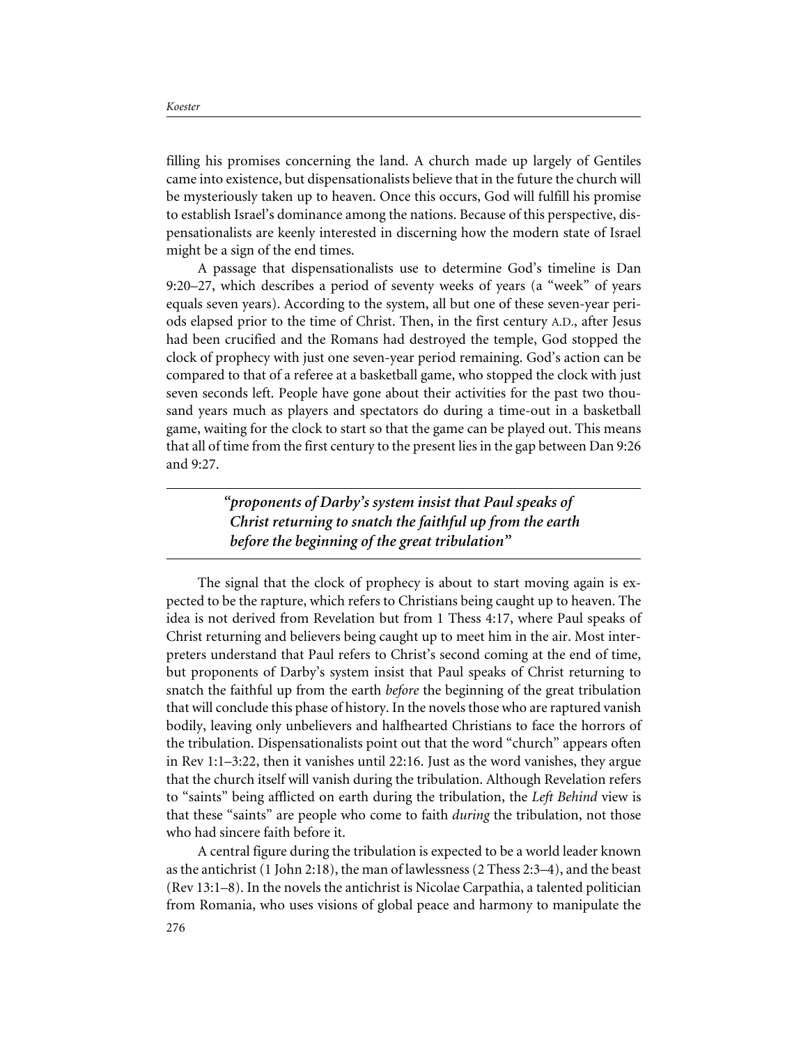filling his promises concerning the land. A church made up largely of Gentiles came into existence, but dispensationalists believe that in the future the church will be mysteriously taken up to heaven. Once this occurs, God will fulfill his promise to establish Israel's dominance among the nations. Because of this perspective, dispensationalists are keenly interested in discerning how the modern state of Israel might be a sign of the end times.

A passage that dispensationalists use to determine God's timeline is Dan 9:20–27, which describes a period of seventy weeks of years (a "week" of years equals seven years). According to the system, all but one of these seven-year periods elapsed prior to the time of Christ. Then, in the first century A.D., after Jesus had been crucified and the Romans had destroyed the temple, God stopped the clock of prophecy with just one seven-year period remaining. God's action can be compared to that of a referee at a basketball game, who stopped the clock with just seven seconds left. People have gone about their activities for the past two thousand years much as players and spectators do during a time-out in a basketball game, waiting for the clock to start so that the game can be played out. This means that all of time from the first century to the present lies in the gap between Dan 9:26 and 9:27.

> ***"proponents of Darby's system insist that Paul speaks of Christ returning to snatch the faithful up from the earth before the beginning of the great tribulation"***

The signal that the clock of prophecy is about to start moving again is expected to be the rapture, which refers to Christians being caught up to heaven. The idea is not derived from Revelation but from 1 Thess 4:17, where Paul speaks of Christ returning and believers being caught up to meet him in the air. Most interpreters understand that Paul refers to Christ's second coming at the end of time, but proponents of Darby's system insist that Paul speaks of Christ returning to snatch the faithful up from the earth *before* the beginning of the great tribulation that will conclude this phase of history. In the novels those who are raptured vanish bodily, leaving only unbelievers and halfhearted Christians to face the horrors of the tribulation. Dispensationalists point out that the word "church" appears often in Rev 1:1–3:22, then it vanishes until 22:16. Just as the word vanishes, they argue that the church itself will vanish during the tribulation. Although Revelation refers to "saints" being afflicted on earth during the tribulation, the *Left Behind* view is that these "saints" are people who come to faith *during* the tribulation, not those who had sincere faith before it.

A central figure during the tribulation is expected to be a world leader known as the antichrist (1 John 2:18), the man of lawlessness (2 Thess 2:3–4), and the beast (Rev 13:1–8). In the novels the antichrist is Nicolae Carpathia, a talented politician from Romania, who uses visions of global peace and harmony to manipulate the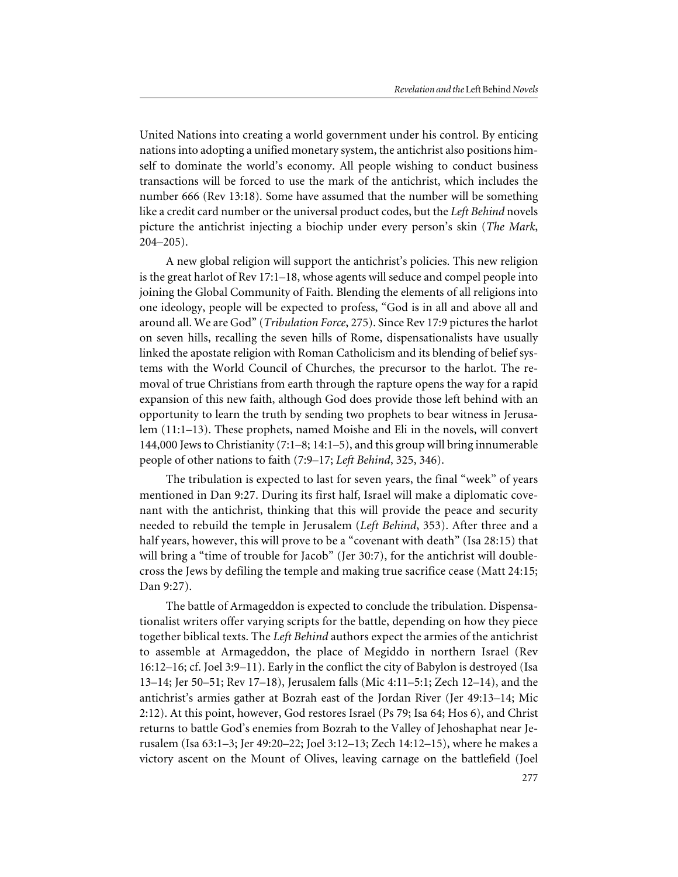United Nations into creating a world government under his control. By enticing nations into adopting a unified monetary system, the antichrist also positions himself to dominate the world's economy. All people wishing to conduct business transactions will be forced to use the mark of the antichrist, which includes the number 666 (Rev 13:18). Some have assumed that the number will be something like a credit card number or the universal product codes, but the *Left Behind* novels picture the antichrist injecting a biochip under every person's skin (*The Mark*, 204–205).

A new global religion will support the antichrist's policies. This new religion is the great harlot of Rev 17:1–18, whose agents will seduce and compel people into joining the Global Community of Faith. Blending the elements of all religions into one ideology, people will be expected to profess, "God is in all and above all and around all. We are God" (*Tribulation Force*, 275). Since Rev 17:9 pictures the harlot on seven hills, recalling the seven hills of Rome, dispensationalists have usually linked the apostate religion with Roman Catholicism and its blending of belief systems with the World Council of Churches, the precursor to the harlot. The removal of true Christians from earth through the rapture opens the way for a rapid expansion of this new faith, although God does provide those left behind with an opportunity to learn the truth by sending two prophets to bear witness in Jerusalem (11:1–13). These prophets, named Moishe and Eli in the novels, will convert 144,000 Jews to Christianity (7:1–8; 14:1–5), and this group will bring innumerable people of other nations to faith (7:9–17; *Left Behind*, 325, 346).

The tribulation is expected to last for seven years, the final "week" of years mentioned in Dan 9:27. During its first half, Israel will make a diplomatic covenant with the antichrist, thinking that this will provide the peace and security needed to rebuild the temple in Jerusalem (*Left Behind*, 353). After three and a half years, however, this will prove to be a "covenant with death" (Isa 28:15) that will bring a "time of trouble for Jacob" (Jer 30:7), for the antichrist will double-cross the Jews by defiling the temple and making true sacrifice cease (Matt 24:15; Dan 9:27).

The battle of Armageddon is expected to conclude the tribulation. Dispensationalist writers offer varying scripts for the battle, depending on how they piece together biblical texts. The *Left Behind* authors expect the armies of the antichrist to assemble at Armageddon, the place of Megiddo in northern Israel (Rev 16:12–16; cf. Joel 3:9–11). Early in the conflict the city of Babylon is destroyed (Isa 13–14; Jer 50–51; Rev 17–18), Jerusalem falls (Mic 4:11–5:1; Zech 12–14), and the antichrist's armies gather at Bozrah east of the Jordan River (Jer 49:13–14; Mic 2:12). At this point, however, God restores Israel (Ps 79; Isa 64; Hos 6), and Christ returns to battle God's enemies from Bozrah to the Valley of Jehoshaphat near Jerusalem (Isa 63:1–3; Jer 49:20–22; Joel 3:12–13; Zech 14:12–15), where he makes a victory ascent on the Mount of Olives, leaving carnage on the battlefield (Joel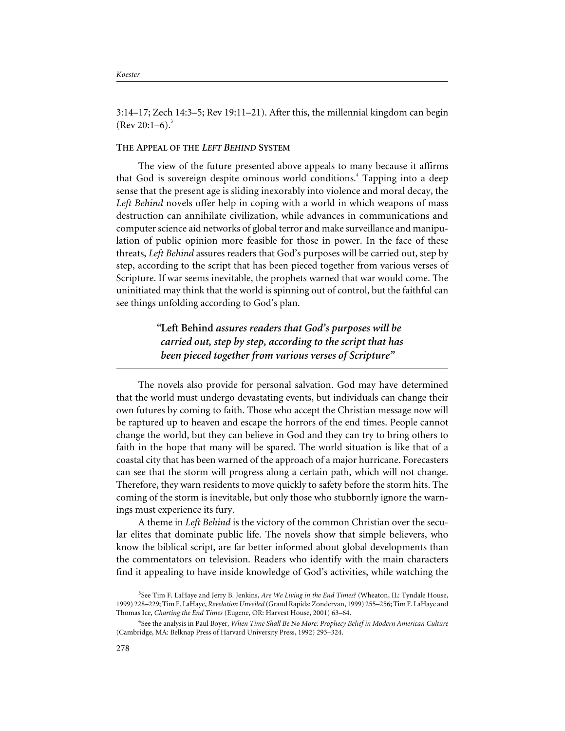3:14–17; Zech 14:3–5; Rev 19:11–21). After this, the millennial kingdom can begin (Rev 20:1–6).[3]

## The Appeal of the *Left Behind* System

The view of the future presented above appeals to many because it affirms that God is sovereign despite ominous world conditions.[4] Tapping into a deep sense that the present age is sliding inexorably into violence and moral decay, the *Left Behind* novels offer help in coping with a world in which weapons of mass destruction can annihilate civilization, while advances in communications and computer science aid networks of global terror and make surveillance and manipulation of public opinion more feasible for those in power. In the face of these threats, *Left Behind* assures readers that God's purposes will be carried out, step by step, according to the script that has been pieced together from various verses of Scripture. If war seems inevitable, the prophets warned that war would come. The uninitiated may think that the world is spinning out of control, but the faithful can see things unfolding according to God's plan.

> ***"*Left Behind *assures readers that God's purposes will be carried out, step by step, according to the script that has been pieced together from various verses of Scripture"***

The novels also provide for personal salvation. God may have determined that the world must undergo devastating events, but individuals can change their own futures by coming to faith. Those who accept the Christian message now will be raptured up to heaven and escape the horrors of the end times. People cannot change the world, but they can believe in God and they can try to bring others to faith in the hope that many will be spared. The world situation is like that of a coastal city that has been warned of the approach of a major hurricane. Forecasters can see that the storm will progress along a certain path, which will not change. Therefore, they warn residents to move quickly to safety before the storm hits. The coming of the storm is inevitable, but only those who stubbornly ignore the warnings must experience its fury.

A theme in *Left Behind* is the victory of the common Christian over the secular elites that dominate public life. The novels show that simple believers, who know the biblical script, are far better informed about global developments than the commentators on television. Readers who identify with the main characters find it appealing to have inside knowledge of God's activities, while watching the

---

[3] See Tim F. LaHaye and Jerry B. Jenkins, *Are We Living in the End Times?* (Wheaton, IL: Tyndale House, 1999) 228–229; Tim F. LaHaye, *Revelation Unveiled* (Grand Rapids: Zondervan, 1999) 255–256; Tim F. LaHaye and Thomas Ice, *Charting the End Times* (Eugene, OR: Harvest House, 2001) 63–64.

[4] See the analysis in Paul Boyer, *When Time Shall Be No More: Prophecy Belief in Modern American Culture* (Cambridge, MA: Belknap Press of Harvard University Press, 1992) 293–324.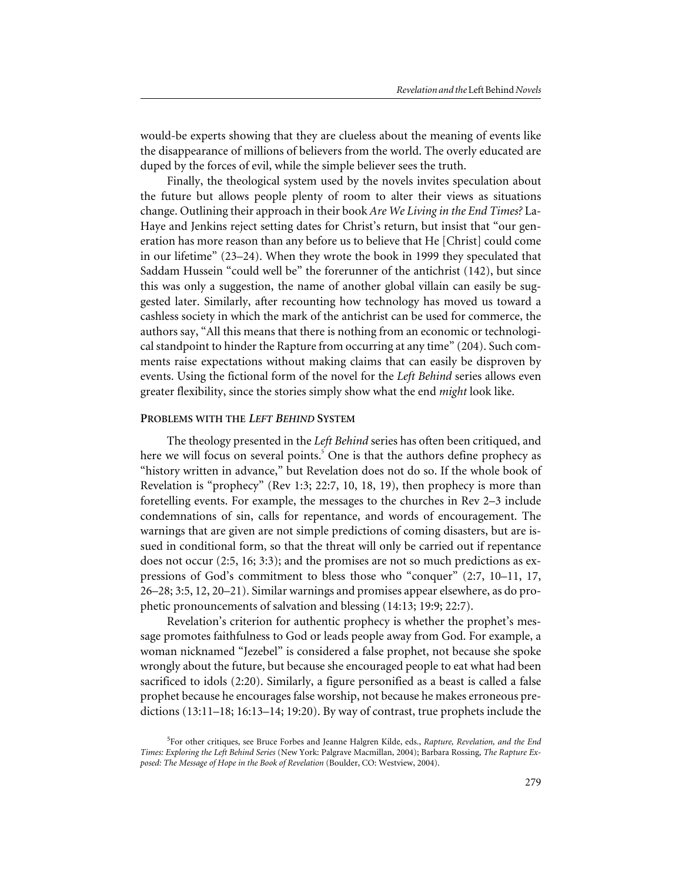would-be experts showing that they are clueless about the meaning of events like the disappearance of millions of believers from the world. The overly educated are duped by the forces of evil, while the simple believer sees the truth.

Finally, the theological system used by the novels invites speculation about the future but allows people plenty of room to alter their views as situations change. Outlining their approach in their book *Are We Living in the End Times?* LaHaye and Jenkins reject setting dates for Christ's return, but insist that "our generation has more reason than any before us to believe that He [Christ] could come in our lifetime" (23–24). When they wrote the book in 1999 they speculated that Saddam Hussein "could well be" the forerunner of the antichrist (142), but since this was only a suggestion, the name of another global villain can easily be suggested later. Similarly, after recounting how technology has moved us toward a cashless society in which the mark of the antichrist can be used for commerce, the authors say, "All this means that there is nothing from an economic or technological standpoint to hinder the Rapture from occurring at any time" (204). Such comments raise expectations without making claims that can easily be disproven by events. Using the fictional form of the novel for the *Left Behind* series allows even greater flexibility, since the stories simply show what the end *might* look like.

## PROBLEMS WITH THE *LEFT BEHIND* SYSTEM

The theology presented in the *Left Behind* series has often been critiqued, and here we will focus on several points.[5] One is that the authors define prophecy as "history written in advance," but Revelation does not do so. If the whole book of Revelation is "prophecy" (Rev 1:3; 22:7, 10, 18, 19), then prophecy is more than foretelling events. For example, the messages to the churches in Rev 2–3 include condemnations of sin, calls for repentance, and words of encouragement. The warnings that are given are not simple predictions of coming disasters, but are issued in conditional form, so that the threat will only be carried out if repentance does not occur (2:5, 16; 3:3); and the promises are not so much predictions as expressions of God's commitment to bless those who "conquer" (2:7, 10–11, 17, 26–28; 3:5, 12, 20–21). Similar warnings and promises appear elsewhere, as do prophetic pronouncements of salvation and blessing (14:13; 19:9; 22:7).

Revelation's criterion for authentic prophecy is whether the prophet's message promotes faithfulness to God or leads people away from God. For example, a woman nicknamed "Jezebel" is considered a false prophet, not because she spoke wrongly about the future, but because she encouraged people to eat what had been sacrificed to idols (2:20). Similarly, a figure personified as a beast is called a false prophet because he encourages false worship, not because he makes erroneous predictions (13:11–18; 16:13–14; 19:20). By way of contrast, true prophets include the

[5]For other critiques, see Bruce Forbes and Jeanne Halgren Kilde, eds., *Rapture, Revelation, and the End Times: Exploring the Left Behind Series* (New York: Palgrave Macmillan, 2004); Barbara Rossing, *The Rapture Exposed: The Message of Hope in the Book of Revelation* (Boulder, CO: Westview, 2004).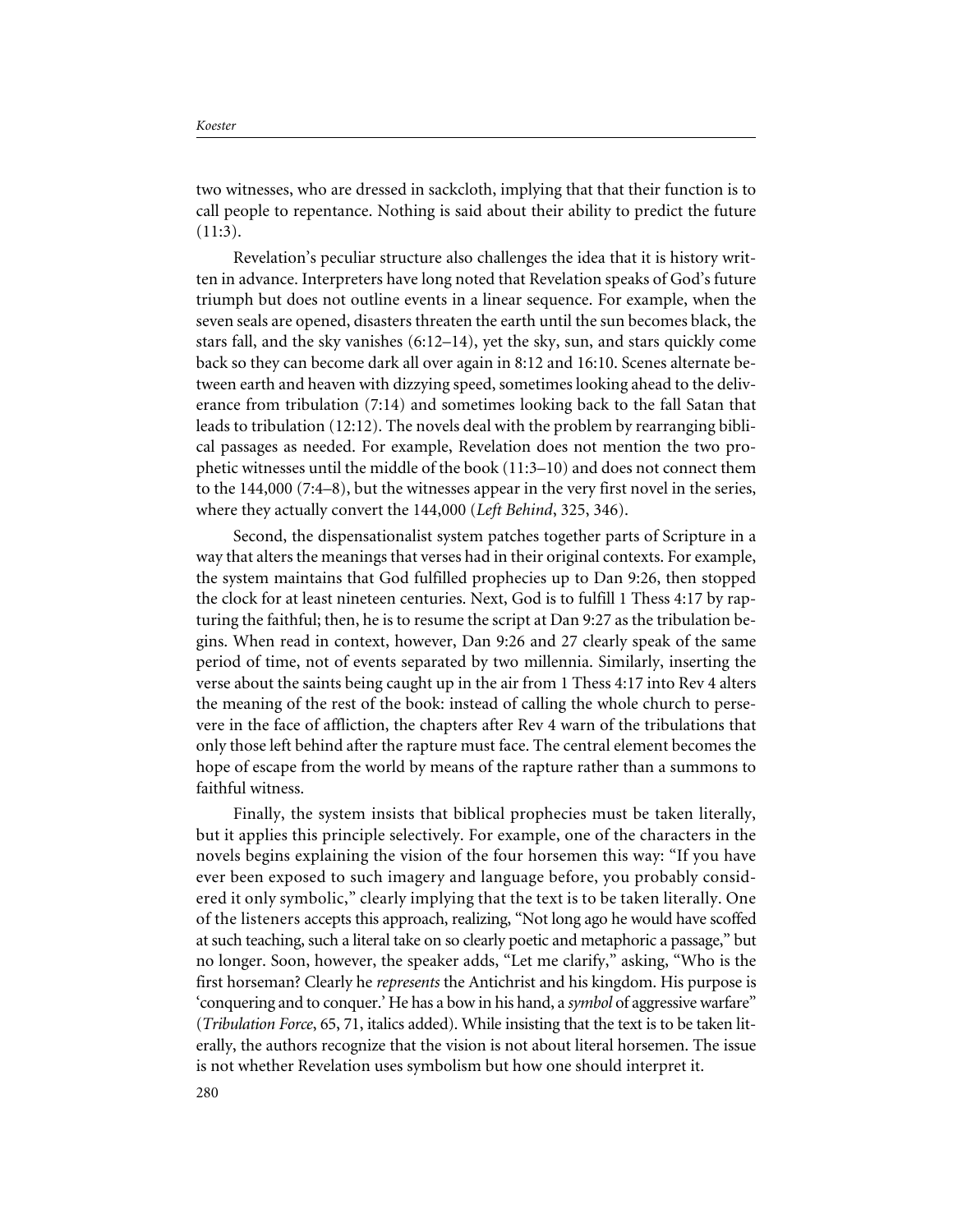two witnesses, who are dressed in sackcloth, implying that that their function is to call people to repentance. Nothing is said about their ability to predict the future (11:3).

Revelation's peculiar structure also challenges the idea that it is history written in advance. Interpreters have long noted that Revelation speaks of God's future triumph but does not outline events in a linear sequence. For example, when the seven seals are opened, disasters threaten the earth until the sun becomes black, the stars fall, and the sky vanishes (6:12–14), yet the sky, sun, and stars quickly come back so they can become dark all over again in 8:12 and 16:10. Scenes alternate between earth and heaven with dizzying speed, sometimes looking ahead to the deliverance from tribulation (7:14) and sometimes looking back to the fall Satan that leads to tribulation (12:12). The novels deal with the problem by rearranging biblical passages as needed. For example, Revelation does not mention the two prophetic witnesses until the middle of the book (11:3–10) and does not connect them to the 144,000 (7:4–8), but the witnesses appear in the very first novel in the series, where they actually convert the 144,000 (*Left Behind*, 325, 346).

Second, the dispensationalist system patches together parts of Scripture in a way that alters the meanings that verses had in their original contexts. For example, the system maintains that God fulfilled prophecies up to Dan 9:26, then stopped the clock for at least nineteen centuries. Next, God is to fulfill 1 Thess 4:17 by rapturing the faithful; then, he is to resume the script at Dan 9:27 as the tribulation begins. When read in context, however, Dan 9:26 and 27 clearly speak of the same period of time, not of events separated by two millennia. Similarly, inserting the verse about the saints being caught up in the air from 1 Thess 4:17 into Rev 4 alters the meaning of the rest of the book: instead of calling the whole church to persevere in the face of affliction, the chapters after Rev 4 warn of the tribulations that only those left behind after the rapture must face. The central element becomes the hope of escape from the world by means of the rapture rather than a summons to faithful witness.

Finally, the system insists that biblical prophecies must be taken literally, but it applies this principle selectively. For example, one of the characters in the novels begins explaining the vision of the four horsemen this way: "If you have ever been exposed to such imagery and language before, you probably considered it only symbolic," clearly implying that the text is to be taken literally. One of the listeners accepts this approach, realizing, "Not long ago he would have scoffed at such teaching, such a literal take on so clearly poetic and metaphoric a passage," but no longer. Soon, however, the speaker adds, "Let me clarify," asking, "Who is the first horseman? Clearly he *represents* the Antichrist and his kingdom. His purpose is 'conquering and to conquer.' He has a bow in his hand, a *symbol* of aggressive warfare" (*Tribulation Force*, 65, 71, italics added). While insisting that the text is to be taken literally, the authors recognize that the vision is not about literal horsemen. The issue is not whether Revelation uses symbolism but how one should interpret it.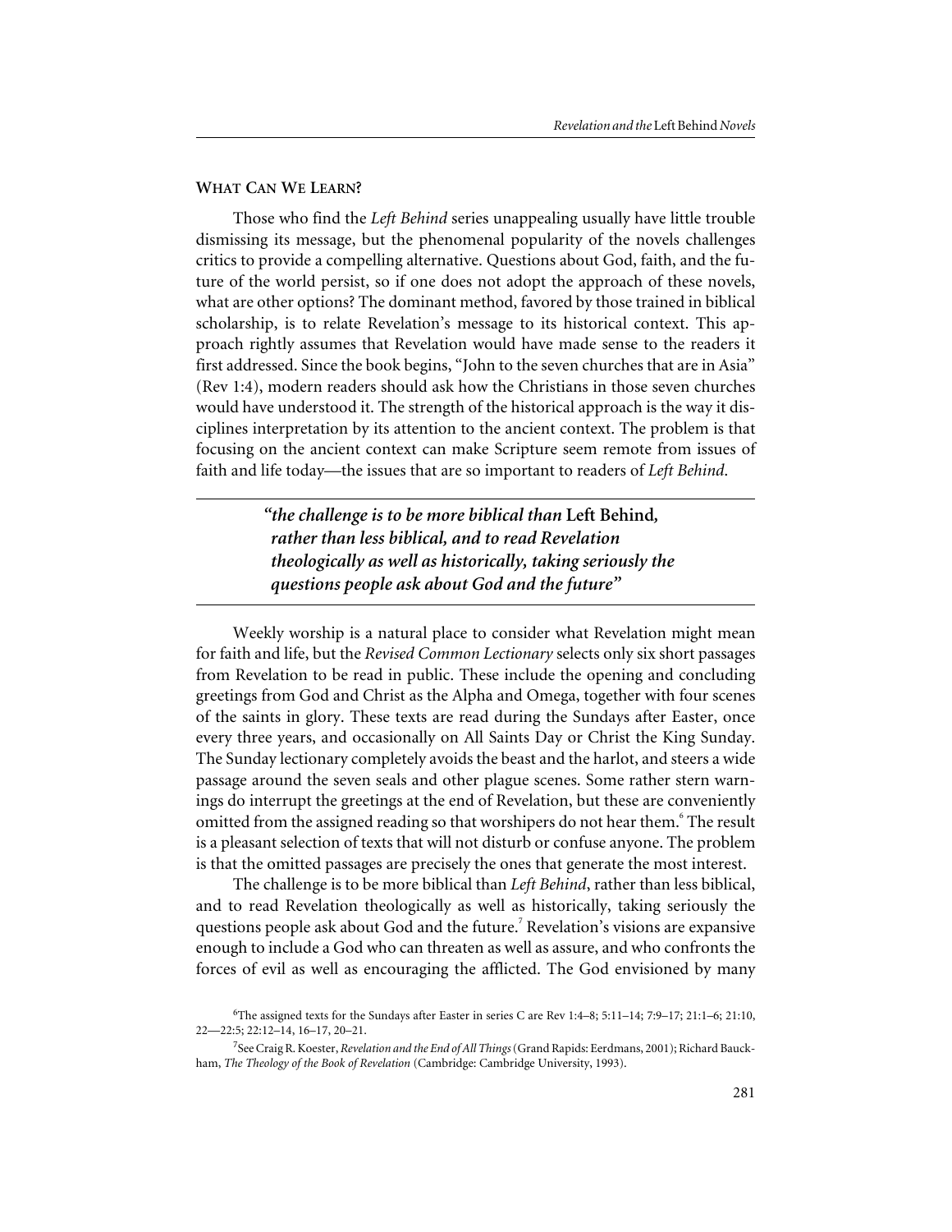## What Can We Learn?

Those who find the *Left Behind* series unappealing usually have little trouble dismissing its message, but the phenomenal popularity of the novels challenges critics to provide a compelling alternative. Questions about God, faith, and the future of the world persist, so if one does not adopt the approach of these novels, what are other options? The dominant method, favored by those trained in biblical scholarship, is to relate Revelation's message to its historical context. This approach rightly assumes that Revelation would have made sense to the readers it first addressed. Since the book begins, "John to the seven churches that are in Asia" (Rev 1:4), modern readers should ask how the Christians in those seven churches would have understood it. The strength of the historical approach is the way it disciplines interpretation by its attention to the ancient context. The problem is that focusing on the ancient context can make Scripture seem remote from issues of faith and life today—the issues that are so important to readers of *Left Behind*.

> ***"the challenge is to be more biblical than* Left Behind*, rather than less biblical, and to read Revelation theologically as well as historically, taking seriously the questions people ask about God and the future"***

Weekly worship is a natural place to consider what Revelation might mean for faith and life, but the *Revised Common Lectionary* selects only six short passages from Revelation to be read in public. These include the opening and concluding greetings from God and Christ as the Alpha and Omega, together with four scenes of the saints in glory. These texts are read during the Sundays after Easter, once every three years, and occasionally on All Saints Day or Christ the King Sunday. The Sunday lectionary completely avoids the beast and the harlot, and steers a wide passage around the seven seals and other plague scenes. Some rather stern warnings do interrupt the greetings at the end of Revelation, but these are conveniently omitted from the assigned reading so that worshipers do not hear them.[6] The result is a pleasant selection of texts that will not disturb or confuse anyone. The problem is that the omitted passages are precisely the ones that generate the most interest.

The challenge is to be more biblical than *Left Behind*, rather than less biblical, and to read Revelation theologically as well as historically, taking seriously the questions people ask about God and the future.[7] Revelation's visions are expansive enough to include a God who can threaten as well as assure, and who confronts the forces of evil as well as encouraging the afflicted. The God envisioned by many

---

[6] The assigned texts for the Sundays after Easter in series C are Rev 1:4–8; 5:11–14; 7:9–17; 21:1–6; 21:10, 22—22:5; 22:12–14, 16–17, 20–21.

[7] See Craig R. Koester, *Revelation and the End of All Things* (Grand Rapids: Eerdmans, 2001); Richard Bauckham, *The Theology of the Book of Revelation* (Cambridge: Cambridge University, 1993).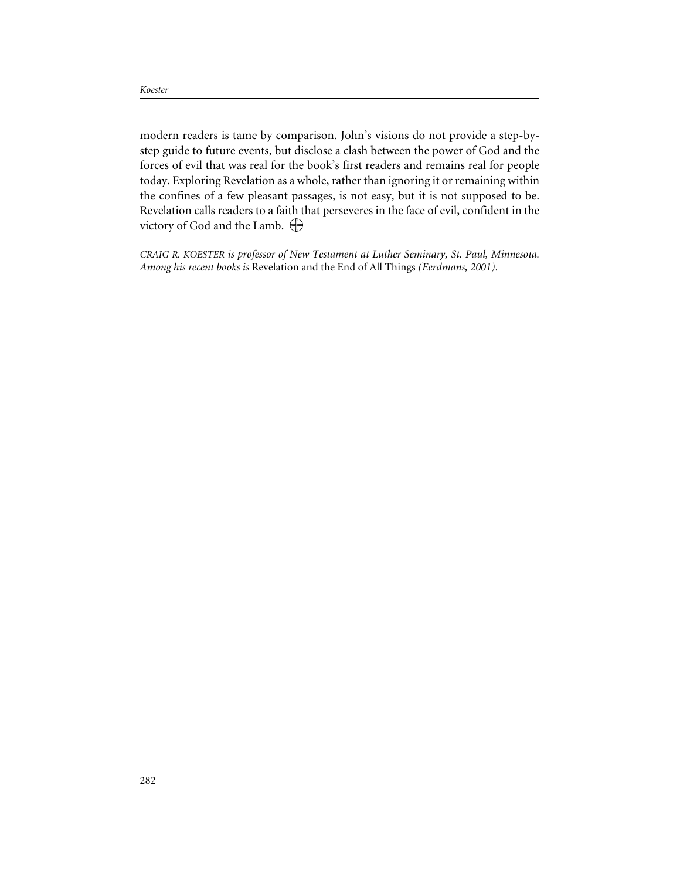modern readers is tame by comparison. John's visions do not provide a step-by-step guide to future events, but disclose a clash between the power of God and the forces of evil that was real for the book's first readers and remains real for people today. Exploring Revelation as a whole, rather than ignoring it or remaining within the confines of a few pleasant passages, is not easy, but it is not supposed to be. Revelation calls readers to a faith that perseveres in the face of evil, confident in the victory of God and the Lamb. ⴲ

*CRAIG R. KOESTER is professor of New Testament at Luther Seminary, St. Paul, Minnesota. Among his recent books is* Revelation and the End of All Things *(Eerdmans, 2001).*